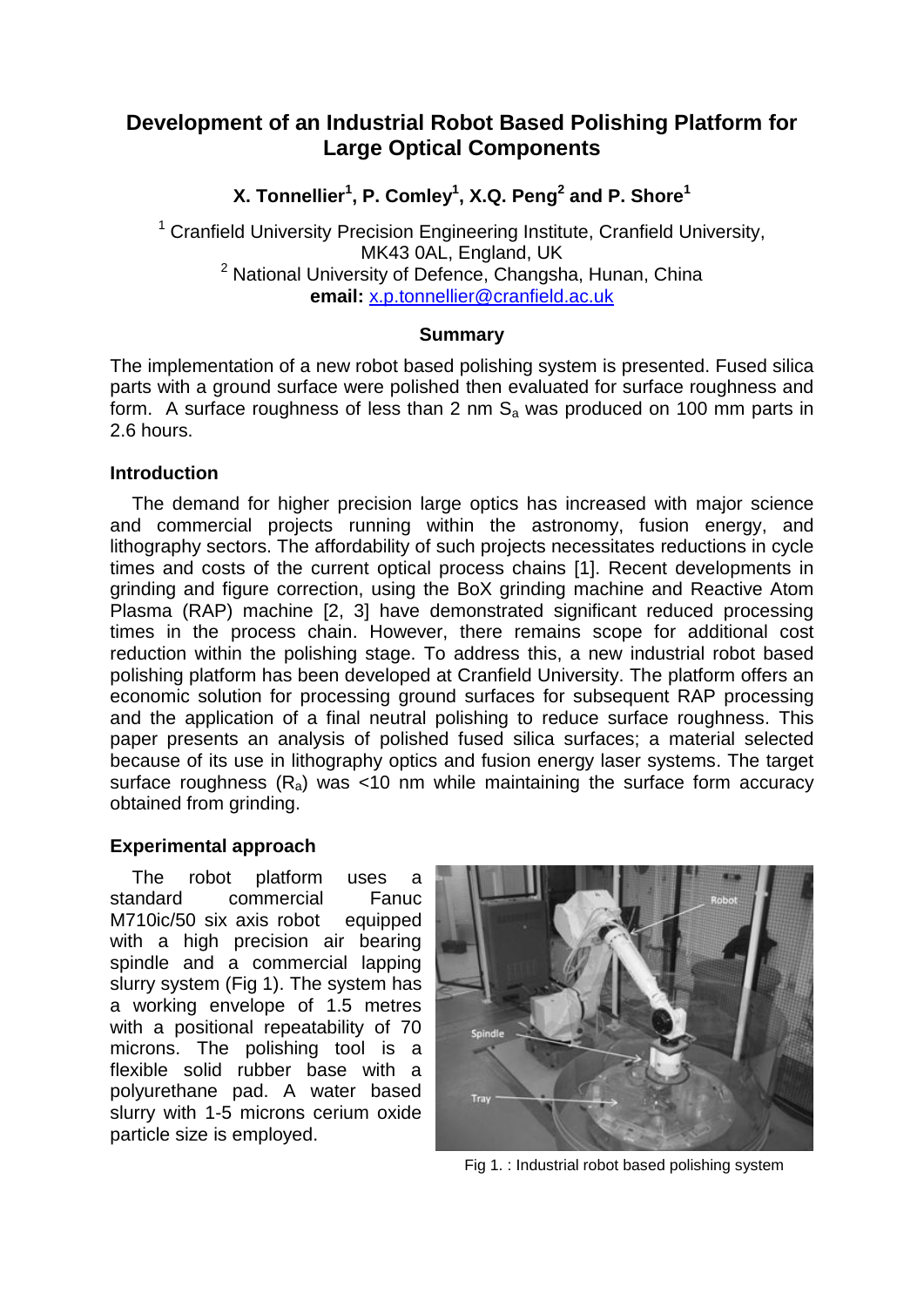# Development of an Industrial Robot Based Polishing Platform for Large Optical Components

**X. Tonnellier[1], P. Comley[1], X.Q. Peng[2] and P. Shore[1]**

[1] Cranfield University Precision Engineering Institute, Cranfield University, MK43 0AL, England, UK
[2] National University of Defence, Changsha, Hunan, China
**email:** x.p.tonnellier@cranfield.ac.uk

## Summary

The implementation of a new robot based polishing system is presented. Fused silica parts with a ground surface were polished then evaluated for surface roughness and form. A surface roughness of less than 2 nm $S_a$ was produced on 100 mm parts in 2.6 hours.

## Introduction

The demand for higher precision large optics has increased with major science and commercial projects running within the astronomy, fusion energy, and lithography sectors. The affordability of such projects necessitates reductions in cycle times and costs of the current optical process chains [1]. Recent developments in grinding and figure correction, using the BoX grinding machine and Reactive Atom Plasma (RAP) machine [2, 3] have demonstrated significant reduced processing times in the process chain. However, there remains scope for additional cost reduction within the polishing stage. To address this, a new industrial robot based polishing platform has been developed at Cranfield University. The platform offers an economic solution for processing ground surfaces for subsequent RAP processing and the application of a final neutral polishing to reduce surface roughness. This paper presents an analysis of polished fused silica surfaces; a material selected because of its use in lithography optics and fusion energy laser systems. The target surface roughness ($R_a$) was <10 nm while maintaining the surface form accuracy obtained from grinding.

## Experimental approach

The robot platform uses a standard commercial Fanuc M710ic/50 six axis robot equipped with a high precision air bearing spindle and a commercial lapping slurry system (Fig 1). The system has a working envelope of 1.5 metres with a positional repeatability of 70 microns. The polishing tool is a flexible solid rubber base with a polyurethane pad. A water based slurry with 1-5 microns cerium oxide particle size is employed.

Fig 1. : Industrial robot based polishing system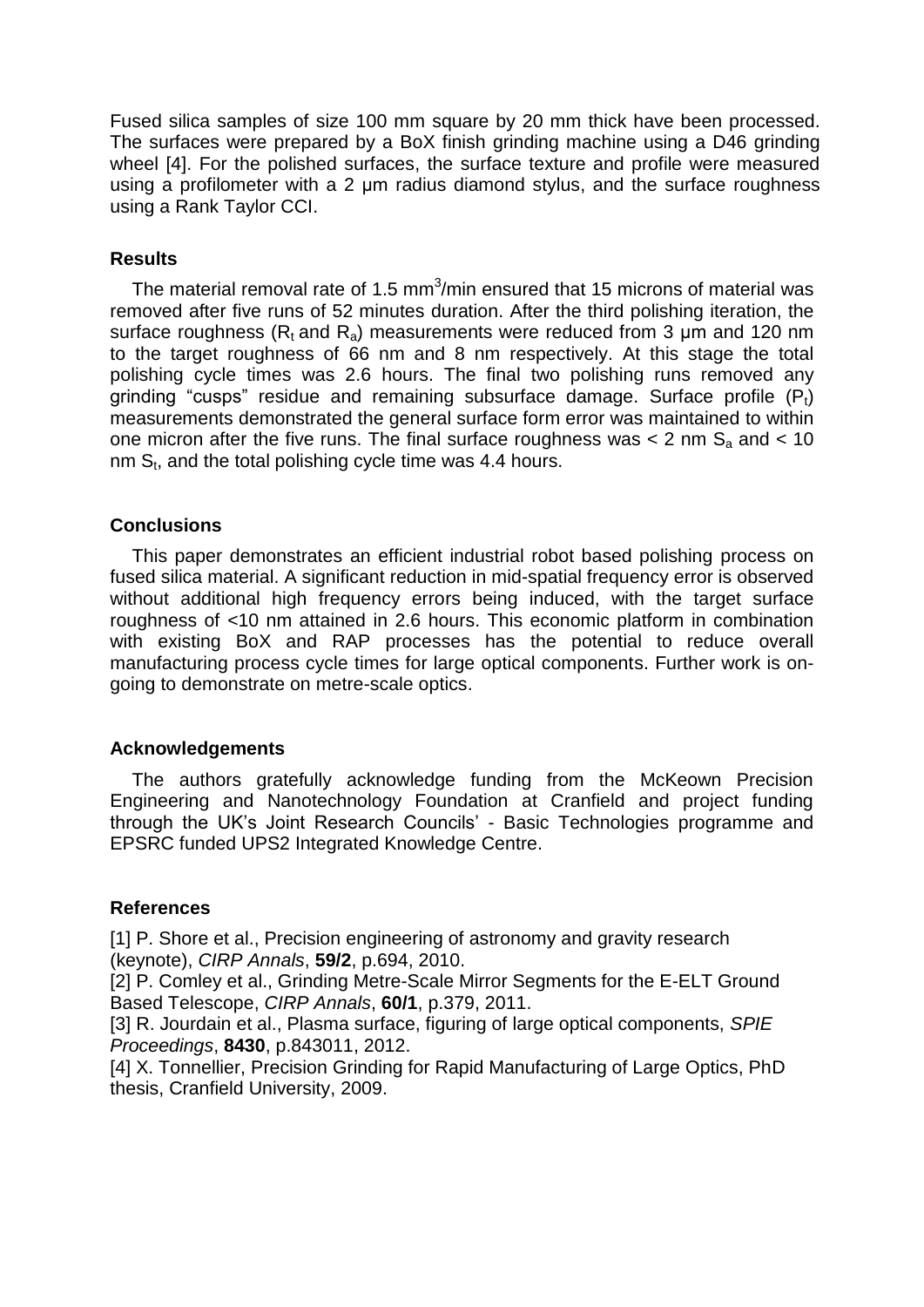Fused silica samples of size 100 mm square by 20 mm thick have been processed. The surfaces were prepared by a BoX finish grinding machine using a D46 grinding wheel [4]. For the polished surfaces, the surface texture and profile were measured using a profilometer with a 2 µm radius diamond stylus, and the surface roughness using a Rank Taylor CCI.

## Results

The material removal rate of 1.5 $mm^3$/min ensured that 15 microns of material was removed after five runs of 52 minutes duration. After the third polishing iteration, the surface roughness ($R_t$ and $R_a$) measurements were reduced from 3 µm and 120 nm to the target roughness of 66 nm and 8 nm respectively. At this stage the total polishing cycle times was 2.6 hours. The final two polishing runs removed any grinding "cusps" residue and remaining subsurface damage. Surface profile ($P_t$) measurements demonstrated the general surface form error was maintained to within one micron after the five runs. The final surface roughness was < 2 nm $S_a$ and < 10 nm $S_t$, and the total polishing cycle time was 4.4 hours.

## Conclusions

This paper demonstrates an efficient industrial robot based polishing process on fused silica material. A significant reduction in mid-spatial frequency error is observed without additional high frequency errors being induced, with the target surface roughness of <10 nm attained in 2.6 hours. This economic platform in combination with existing BoX and RAP processes has the potential to reduce overall manufacturing process cycle times for large optical components. Further work is on-going to demonstrate on metre-scale optics.

## Acknowledgements

The authors gratefully acknowledge funding from the McKeown Precision Engineering and Nanotechnology Foundation at Cranfield and project funding through the UK's Joint Research Councils' - Basic Technologies programme and EPSRC funded UPS2 Integrated Knowledge Centre.

## References

[1] P. Shore et al., Precision engineering of astronomy and gravity research (keynote), *CIRP Annals*, **59/2**, p.694, 2010.

[2] P. Comley et al., Grinding Metre-Scale Mirror Segments for the E-ELT Ground Based Telescope, *CIRP Annals*, **60/1**, p.379, 2011.

[3] R. Jourdain et al., Plasma surface, figuring of large optical components, *SPIE Proceedings*, **8430**, p.843011, 2012.

[4] X. Tonnellier, Precision Grinding for Rapid Manufacturing of Large Optics, PhD thesis, Cranfield University, 2009.